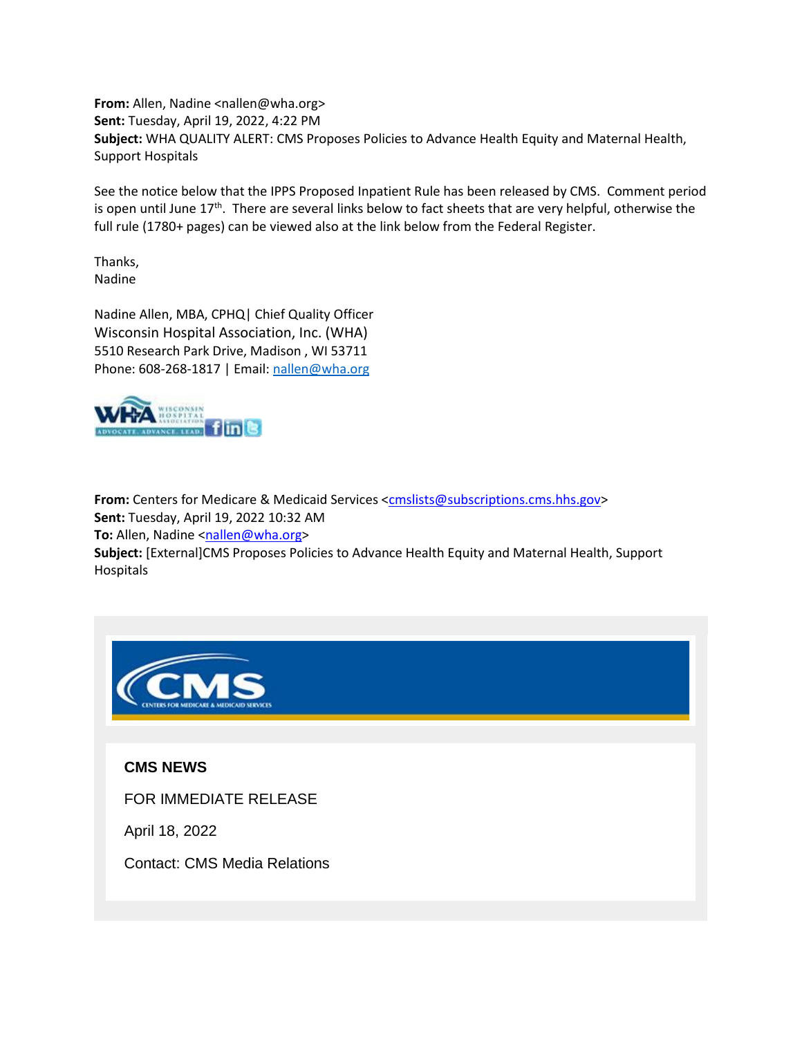**From:** Allen, Nadine <nallen@wha.org>
**Sent:** Tuesday, April 19, 2022, 4:22 PM
**Subject:** WHA QUALITY ALERT: CMS Proposes Policies to Advance Health Equity and Maternal Health, Support Hospitals

See the notice below that the IPPS Proposed Inpatient Rule has been released by CMS. Comment period is open until June 17th. There are several links below to fact sheets that are very helpful, otherwise the full rule (1780+ pages) can be viewed also at the link below from the Federal Register.

Thanks,
Nadine

Nadine Allen, MBA, CPHQ| Chief Quality Officer
Wisconsin Hospital Association, Inc. (WHA)
5510 Research Park Drive, Madison , WI 53711
Phone: 608-268-1817 | Email: nallen@wha.org

**From:** Centers for Medicare & Medicaid Services <cmslists@subscriptions.cms.hhs.gov>
**Sent:** Tuesday, April 19, 2022 10:32 AM
**To:** Allen, Nadine <nallen@wha.org>
**Subject:** [External]CMS Proposes Policies to Advance Health Equity and Maternal Health, Support Hospitals

**CMS NEWS**

FOR IMMEDIATE RELEASE

April 18, 2022

Contact: CMS Media Relations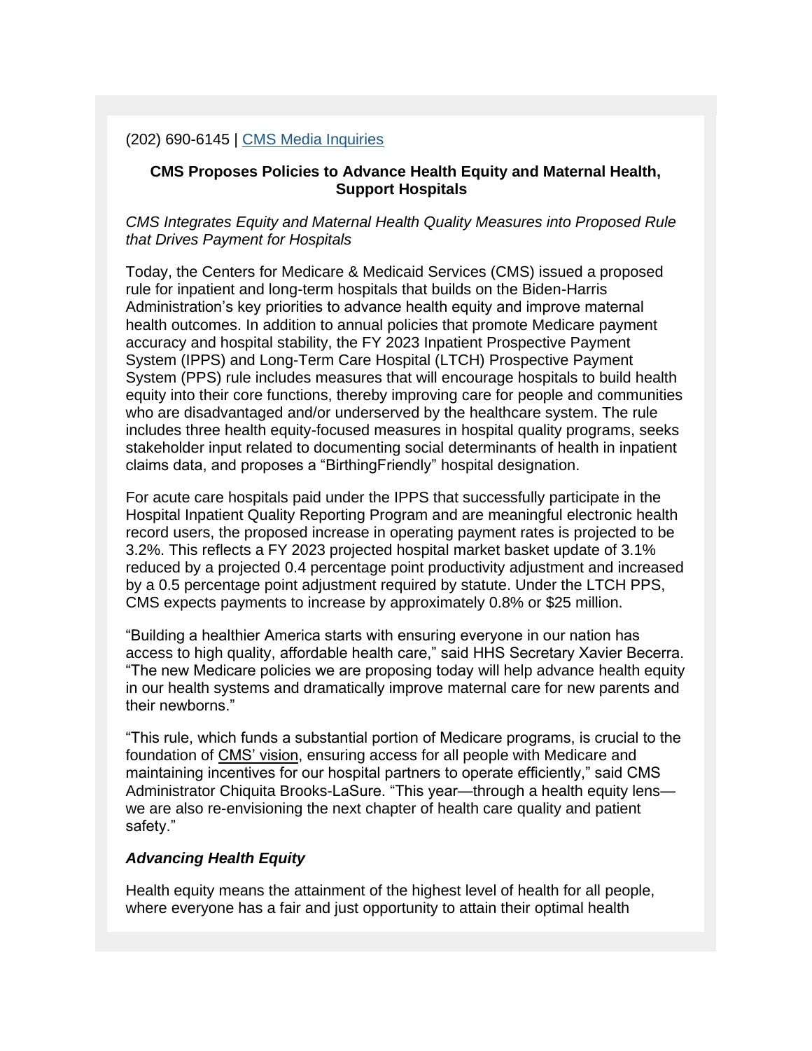(202) 690-6145 | [CMS Media Inquiries]

**CMS Proposes Policies to Advance Health Equity and Maternal Health, Support Hospitals**

*CMS Integrates Equity and Maternal Health Quality Measures into Proposed Rule that Drives Payment for Hospitals*

Today, the Centers for Medicare & Medicaid Services (CMS) issued a proposed rule for inpatient and long-term hospitals that builds on the Biden-Harris Administration's key priorities to advance health equity and improve maternal health outcomes. In addition to annual policies that promote Medicare payment accuracy and hospital stability, the FY 2023 Inpatient Prospective Payment System (IPPS) and Long-Term Care Hospital (LTCH) Prospective Payment System (PPS) rule includes measures that will encourage hospitals to build health equity into their core functions, thereby improving care for people and communities who are disadvantaged and/or underserved by the healthcare system. The rule includes three health equity-focused measures in hospital quality programs, seeks stakeholder input related to documenting social determinants of health in inpatient claims data, and proposes a "BirthingFriendly" hospital designation.

For acute care hospitals paid under the IPPS that successfully participate in the Hospital Inpatient Quality Reporting Program and are meaningful electronic health record users, the proposed increase in operating payment rates is projected to be 3.2%. This reflects a FY 2023 projected hospital market basket update of 3.1% reduced by a projected 0.4 percentage point productivity adjustment and increased by a 0.5 percentage point adjustment required by statute. Under the LTCH PPS, CMS expects payments to increase by approximately 0.8% or $25 million.

"Building a healthier America starts with ensuring everyone in our nation has access to high quality, affordable health care," said HHS Secretary Xavier Becerra. "The new Medicare policies we are proposing today will help advance health equity in our health systems and dramatically improve maternal care for new parents and their newborns."

"This rule, which funds a substantial portion of Medicare programs, is crucial to the foundation of CMS' vision, ensuring access for all people with Medicare and maintaining incentives for our hospital partners to operate efficiently," said CMS Administrator Chiquita Brooks-LaSure. "This year—through a health equity lens—we are also re-envisioning the next chapter of health care quality and patient safety."

### ***Advancing Health Equity***

Health equity means the attainment of the highest level of health for all people, where everyone has a fair and just opportunity to attain their optimal health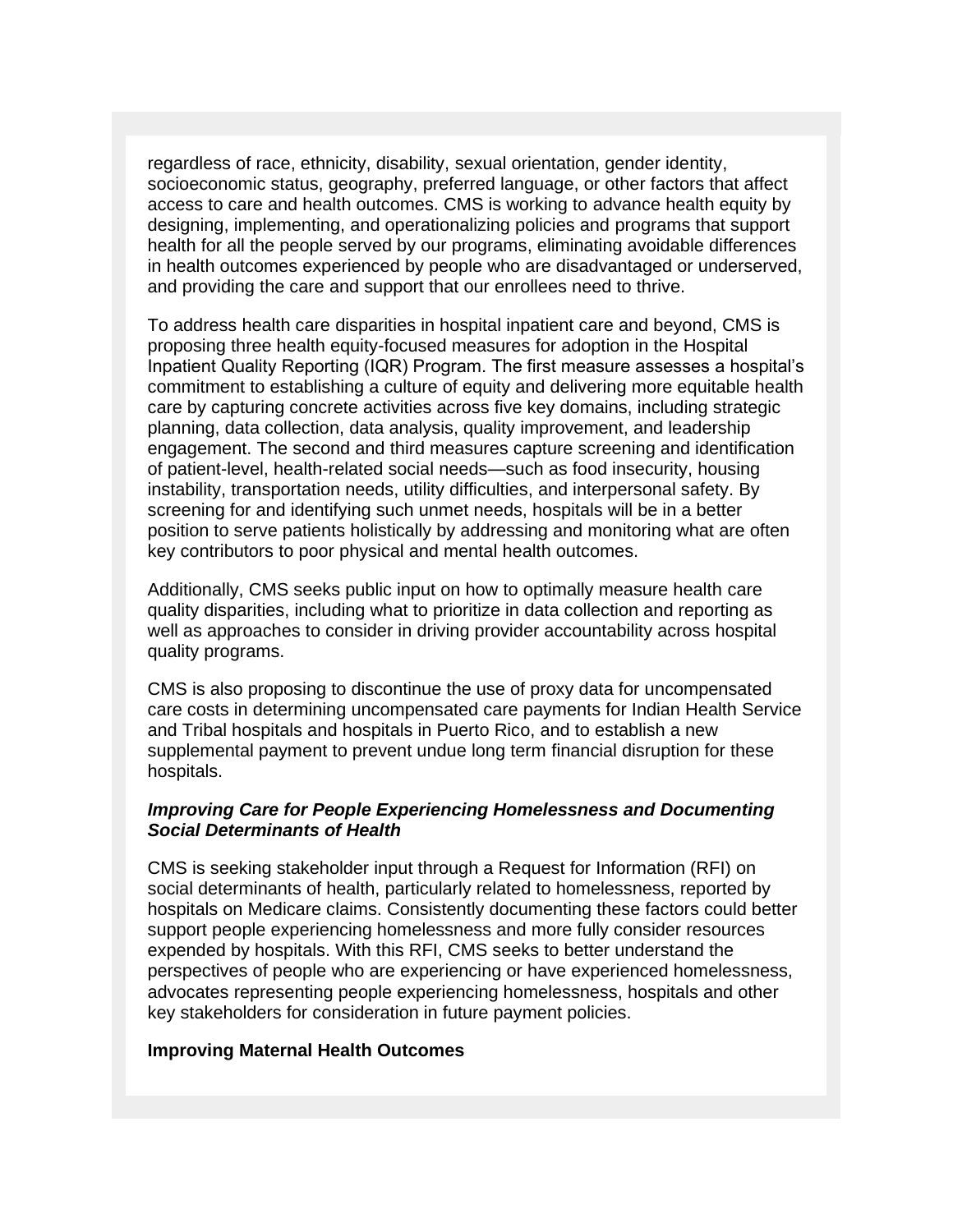regardless of race, ethnicity, disability, sexual orientation, gender identity, socioeconomic status, geography, preferred language, or other factors that affect access to care and health outcomes. CMS is working to advance health equity by designing, implementing, and operationalizing policies and programs that support health for all the people served by our programs, eliminating avoidable differences in health outcomes experienced by people who are disadvantaged or underserved, and providing the care and support that our enrollees need to thrive.

To address health care disparities in hospital inpatient care and beyond, CMS is proposing three health equity-focused measures for adoption in the Hospital Inpatient Quality Reporting (IQR) Program. The first measure assesses a hospital's commitment to establishing a culture of equity and delivering more equitable health care by capturing concrete activities across five key domains, including strategic planning, data collection, data analysis, quality improvement, and leadership engagement. The second and third measures capture screening and identification of patient-level, health-related social needs—such as food insecurity, housing instability, transportation needs, utility difficulties, and interpersonal safety. By screening for and identifying such unmet needs, hospitals will be in a better position to serve patients holistically by addressing and monitoring what are often key contributors to poor physical and mental health outcomes.

Additionally, CMS seeks public input on how to optimally measure health care quality disparities, including what to prioritize in data collection and reporting as well as approaches to consider in driving provider accountability across hospital quality programs.

CMS is also proposing to discontinue the use of proxy data for uncompensated care costs in determining uncompensated care payments for Indian Health Service and Tribal hospitals and hospitals in Puerto Rico, and to establish a new supplemental payment to prevent undue long term financial disruption for these hospitals.

***Improving Care for People Experiencing Homelessness and Documenting Social Determinants of Health***

CMS is seeking stakeholder input through a Request for Information (RFI) on social determinants of health, particularly related to homelessness, reported by hospitals on Medicare claims. Consistently documenting these factors could better support people experiencing homelessness and more fully consider resources expended by hospitals. With this RFI, CMS seeks to better understand the perspectives of people who are experiencing or have experienced homelessness, advocates representing people experiencing homelessness, hospitals and other key stakeholders for consideration in future payment policies.

**Improving Maternal Health Outcomes**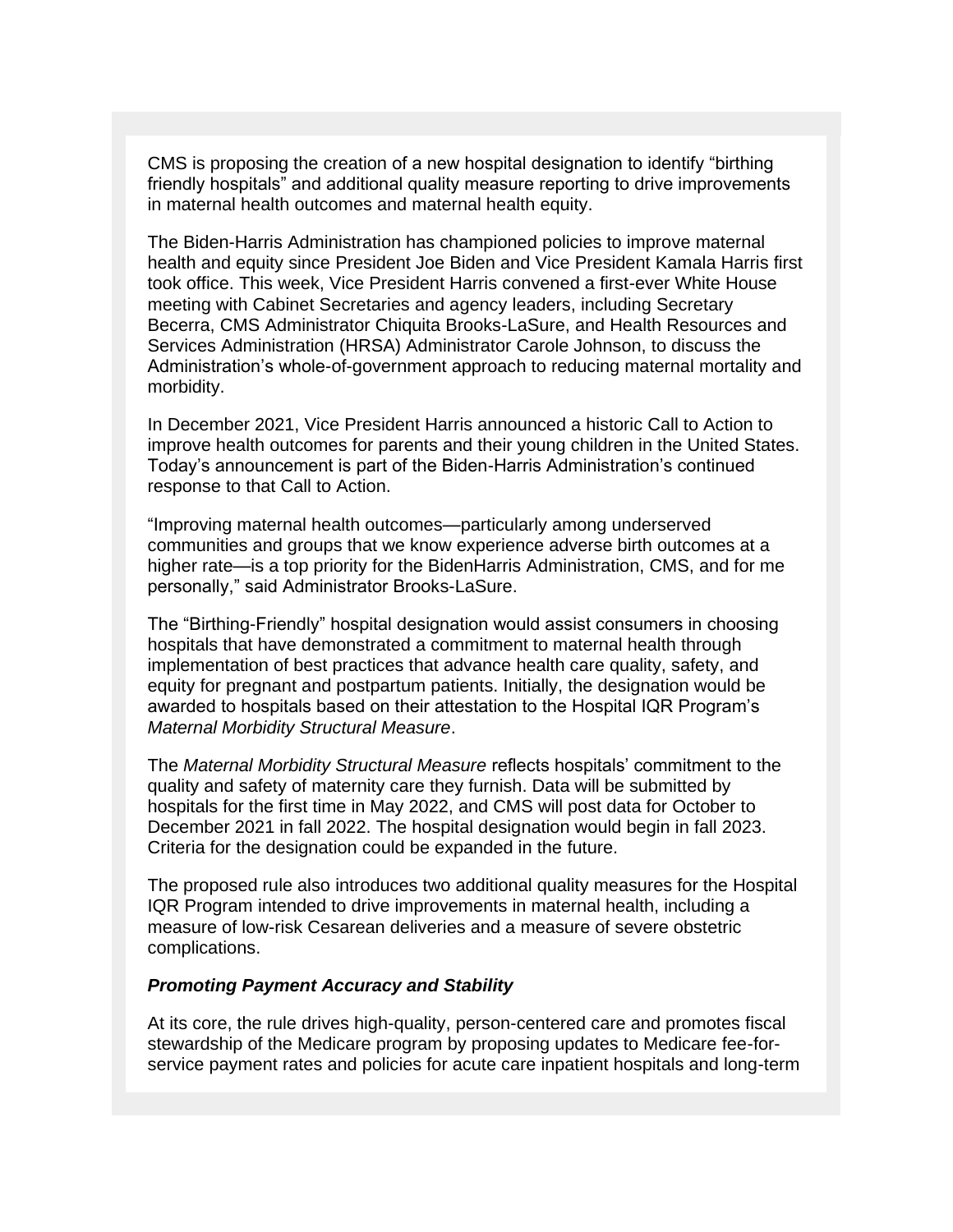CMS is proposing the creation of a new hospital designation to identify "birthing friendly hospitals" and additional quality measure reporting to drive improvements in maternal health outcomes and maternal health equity.

The Biden-Harris Administration has championed policies to improve maternal health and equity since President Joe Biden and Vice President Kamala Harris first took office. This week, Vice President Harris convened a first-ever White House meeting with Cabinet Secretaries and agency leaders, including Secretary Becerra, CMS Administrator Chiquita Brooks-LaSure, and Health Resources and Services Administration (HRSA) Administrator Carole Johnson, to discuss the Administration's whole-of-government approach to reducing maternal mortality and morbidity.

In December 2021, Vice President Harris announced a historic Call to Action to improve health outcomes for parents and their young children in the United States. Today's announcement is part of the Biden-Harris Administration's continued response to that Call to Action.

"Improving maternal health outcomes—particularly among underserved communities and groups that we know experience adverse birth outcomes at a higher rate—is a top priority for the BidenHarris Administration, CMS, and for me personally," said Administrator Brooks-LaSure.

The "Birthing-Friendly" hospital designation would assist consumers in choosing hospitals that have demonstrated a commitment to maternal health through implementation of best practices that advance health care quality, safety, and equity for pregnant and postpartum patients. Initially, the designation would be awarded to hospitals based on their attestation to the Hospital IQR Program's *Maternal Morbidity Structural Measure*.

The *Maternal Morbidity Structural Measure* reflects hospitals' commitment to the quality and safety of maternity care they furnish. Data will be submitted by hospitals for the first time in May 2022, and CMS will post data for October to December 2021 in fall 2022. The hospital designation would begin in fall 2023. Criteria for the designation could be expanded in the future.

The proposed rule also introduces two additional quality measures for the Hospital IQR Program intended to drive improvements in maternal health, including a measure of low-risk Cesarean deliveries and a measure of severe obstetric complications.

***Promoting Payment Accuracy and Stability***

At its core, the rule drives high-quality, person-centered care and promotes fiscal stewardship of the Medicare program by proposing updates to Medicare fee-for-service payment rates and policies for acute care inpatient hospitals and long-term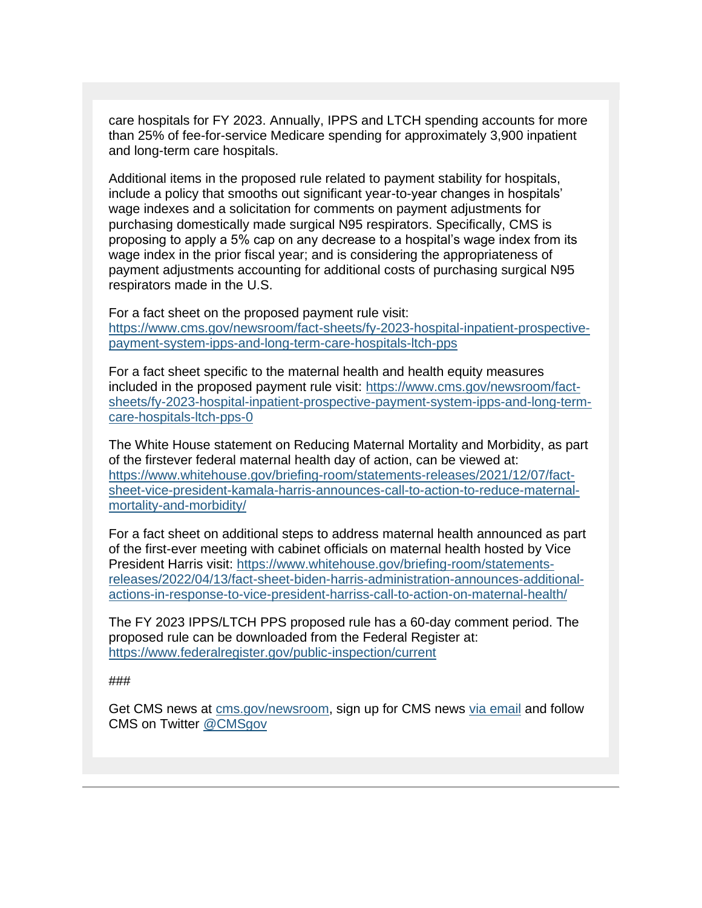care hospitals for FY 2023. Annually, IPPS and LTCH spending accounts for more than 25% of fee-for-service Medicare spending for approximately 3,900 inpatient and long-term care hospitals.

Additional items in the proposed rule related to payment stability for hospitals, include a policy that smooths out significant year-to-year changes in hospitals' wage indexes and a solicitation for comments on payment adjustments for purchasing domestically made surgical N95 respirators. Specifically, CMS is proposing to apply a 5% cap on any decrease to a hospital's wage index from its wage index in the prior fiscal year; and is considering the appropriateness of payment adjustments accounting for additional costs of purchasing surgical N95 respirators made in the U.S.

For a fact sheet on the proposed payment rule visit: [https://www.cms.gov/newsroom/fact-sheets/fy-2023-hospital-inpatient-prospective-payment-system-ipps-and-long-term-care-hospitals-ltch-pps](https://www.cms.gov/newsroom/fact-sheets/fy-2023-hospital-inpatient-prospective-payment-system-ipps-and-long-term-care-hospitals-ltch-pps)

For a fact sheet specific to the maternal health and health equity measures included in the proposed payment rule visit: [https://www.cms.gov/newsroom/fact-sheets/fy-2023-hospital-inpatient-prospective-payment-system-ipps-and-long-term-care-hospitals-ltch-pps-0](https://www.cms.gov/newsroom/fact-sheets/fy-2023-hospital-inpatient-prospective-payment-system-ipps-and-long-term-care-hospitals-ltch-pps-0)

The White House statement on Reducing Maternal Mortality and Morbidity, as part of the firstever federal maternal health day of action, can be viewed at: [https://www.whitehouse.gov/briefing-room/statements-releases/2021/12/07/fact-sheet-vice-president-kamala-harris-announces-call-to-action-to-reduce-maternal-mortality-and-morbidity/](https://www.whitehouse.gov/briefing-room/statements-releases/2021/12/07/fact-sheet-vice-president-kamala-harris-announces-call-to-action-to-reduce-maternal-mortality-and-morbidity/)

For a fact sheet on additional steps to address maternal health announced as part of the first-ever meeting with cabinet officials on maternal health hosted by Vice President Harris visit: [https://www.whitehouse.gov/briefing-room/statements-releases/2022/04/13/fact-sheet-biden-harris-administration-announces-additional-actions-in-response-to-vice-president-harriss-call-to-action-on-maternal-health/](https://www.whitehouse.gov/briefing-room/statements-releases/2022/04/13/fact-sheet-biden-harris-administration-announces-additional-actions-in-response-to-vice-president-harriss-call-to-action-on-maternal-health/)

The FY 2023 IPPS/LTCH PPS proposed rule has a 60-day comment period. The proposed rule can be downloaded from the Federal Register at: [https://www.federalregister.gov/public-inspection/current](https://www.federalregister.gov/public-inspection/current)

###

Get CMS news at [cms.gov/newsroom](cms.gov/newsroom), sign up for CMS news via email and follow CMS on Twitter @CMSgov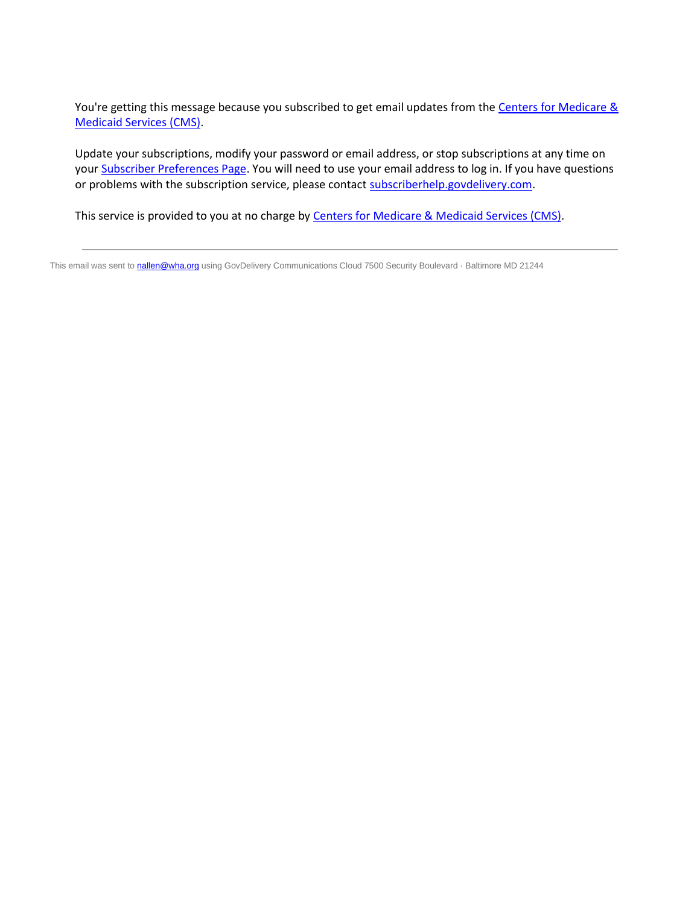You're getting this message because you subscribed to get email updates from the Centers for Medicare & Medicaid Services (CMS).

Update your subscriptions, modify your password or email address, or stop subscriptions at any time on your Subscriber Preferences Page. You will need to use your email address to log in. If you have questions or problems with the subscription service, please contact subscriberhelp.govdelivery.com.

This service is provided to you at no charge by Centers for Medicare & Medicaid Services (CMS).

---

This email was sent to nallen@wha.org using GovDelivery Communications Cloud 7500 Security Boulevard · Baltimore MD 21244